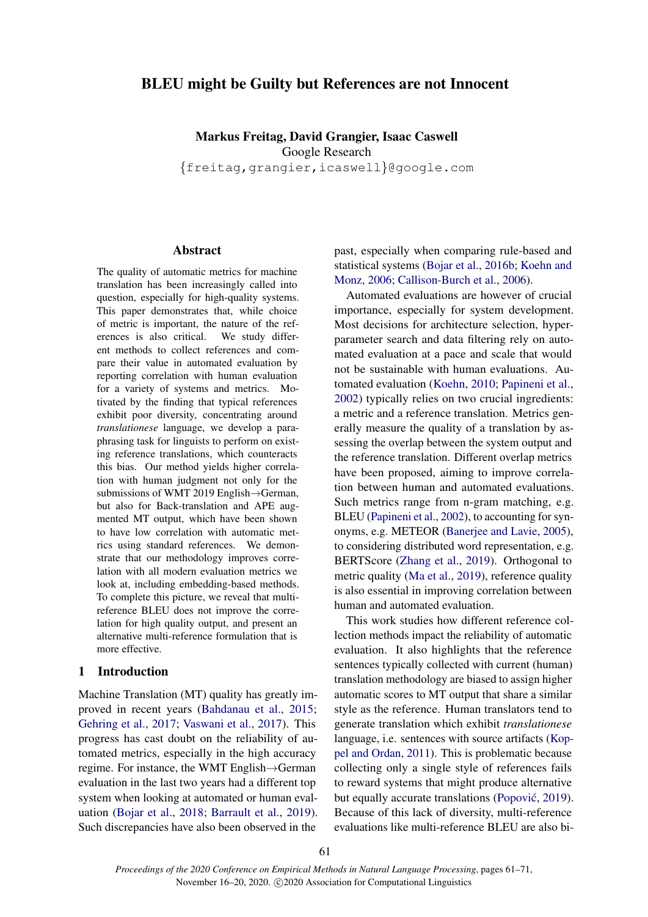# BLEU might be Guilty but References are not Innocent

**Markus Freitag, David Grangier, Isaac Caswell**
Google Research
{freitag,grangier,icaswell}@google.com

## Abstract

The quality of automatic metrics for machine translation has been increasingly called into question, especially for high-quality systems. This paper demonstrates that, while choice of metric is important, the nature of the references is also critical. We study different methods to collect references and compare their value in automated evaluation by reporting correlation with human evaluation for a variety of systems and metrics. Motivated by the finding that typical references exhibit poor diversity, concentrating around *translationese* language, we develop a paraphrasing task for linguists to perform on existing reference translations, which counteracts this bias. Our method yields higher correlation with human judgment not only for the submissions of WMT 2019 English→German, but also for Back-translation and APE augmented MT output, which have been shown to have low correlation with automatic metrics using standard references. We demonstrate that our methodology improves correlation with all modern evaluation metrics we look at, including embedding-based methods. To complete this picture, we reveal that multi-reference BLEU does not improve the correlation for high quality output, and present an alternative multi-reference formulation that is more effective.

## 1 Introduction

Machine Translation (MT) quality has greatly improved in recent years (Bahdanau et al., 2015; Gehring et al., 2017; Vaswani et al., 2017). This progress has cast doubt on the reliability of automated metrics, especially in the high accuracy regime. For instance, the WMT English→German evaluation in the last two years had a different top system when looking at automated or human evaluation (Bojar et al., 2018; Barrault et al., 2019). Such discrepancies have also been observed in the past, especially when comparing rule-based and statistical systems (Bojar et al., 2016b; Koehn and Monz, 2006; Callison-Burch et al., 2006).

Automated evaluations are however of crucial importance, especially for system development. Most decisions for architecture selection, hyper-parameter search and data filtering rely on automated evaluation at a pace and scale that would not be sustainable with human evaluations. Automated evaluation (Koehn, 2010; Papineni et al., 2002) typically relies on two crucial ingredients: a metric and a reference translation. Metrics generally measure the quality of a translation by assessing the overlap between the system output and the reference translation. Different overlap metrics have been proposed, aiming to improve correlation between human and automated evaluations. Such metrics range from n-gram matching, e.g. BLEU (Papineni et al., 2002), to accounting for synonyms, e.g. METEOR (Banerjee and Lavie, 2005), to considering distributed word representation, e.g. BERTScore (Zhang et al., 2019). Orthogonal to metric quality (Ma et al., 2019), reference quality is also essential in improving correlation between human and automated evaluation.

This work studies how different reference collection methods impact the reliability of automatic evaluation. It also highlights that the reference sentences typically collected with current (human) translation methodology are biased to assign higher automatic scores to MT output that share a similar style as the reference. Human translators tend to generate translation which exhibit *translationese* language, i.e. sentences with source artifacts (Koppel and Ordan, 2011). This is problematic because collecting only a single style of references fails to reward systems that might produce alternative but equally accurate translations (Popović, 2019). Because of this lack of diversity, multi-reference evaluations like multi-reference BLEU are also bi-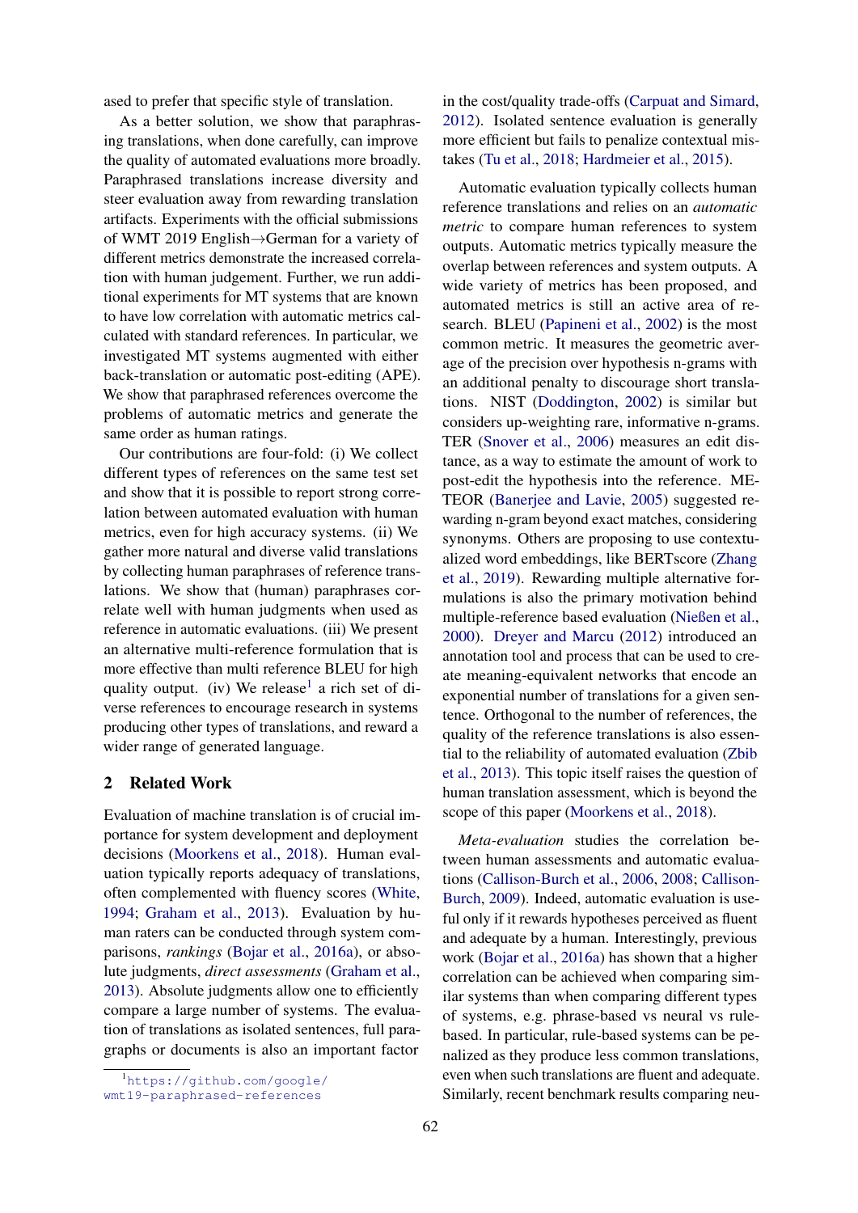ased to prefer that specific style of translation.

As a better solution, we show that paraphrasing translations, when done carefully, can improve the quality of automated evaluations more broadly. Paraphrased translations increase diversity and steer evaluation away from rewarding translation artifacts. Experiments with the official submissions of WMT 2019 English→German for a variety of different metrics demonstrate the increased correlation with human judgement. Further, we run additional experiments for MT systems that are known to have low correlation with automatic metrics calculated with standard references. In particular, we investigated MT systems augmented with either back-translation or automatic post-editing (APE). We show that paraphrased references overcome the problems of automatic metrics and generate the same order as human ratings.

Our contributions are four-fold: (i) We collect different types of references on the same test set and show that it is possible to report strong correlation between automated evaluation with human metrics, even for high accuracy systems. (ii) We gather more natural and diverse valid translations by collecting human paraphrases of reference translations. We show that (human) paraphrases correlate well with human judgments when used as reference in automatic evaluations. (iii) We present an alternative multi-reference formulation that is more effective than multi reference BLEU for high quality output. (iv) We release[1] a rich set of diverse references to encourage research in systems producing other types of translations, and reward a wider range of generated language.

## 2 Related Work

Evaluation of machine translation is of crucial importance for system development and deployment decisions (Moorkens et al., 2018). Human evaluation typically reports adequacy of translations, often complemented with fluency scores (White, 1994; Graham et al., 2013). Evaluation by human raters can be conducted through system comparisons, *rankings* (Bojar et al., 2016a), or absolute judgments, *direct assessments* (Graham et al., 2013). Absolute judgments allow one to efficiently compare a large number of systems. The evaluation of translations as isolated sentences, full paragraphs or documents is also an important factor in the cost/quality trade-offs (Carpuat and Simard, 2012). Isolated sentence evaluation is generally more efficient but fails to penalize contextual mistakes (Tu et al., 2018; Hardmeier et al., 2015).

Automatic evaluation typically collects human reference translations and relies on an *automatic metric* to compare human references to system outputs. Automatic metrics typically measure the overlap between references and system outputs. A wide variety of metrics has been proposed, and automated metrics is still an active area of research. BLEU (Papineni et al., 2002) is the most common metric. It measures the geometric average of the precision over hypothesis n-grams with an additional penalty to discourage short translations. NIST (Doddington, 2002) is similar but considers up-weighting rare, informative n-grams. TER (Snover et al., 2006) measures an edit distance, as a way to estimate the amount of work to post-edit the hypothesis into the reference. METEOR (Banerjee and Lavie, 2005) suggested rewarding n-gram beyond exact matches, considering synonyms. Others are proposing to use contextualized word embeddings, like BERTscore (Zhang et al., 2019). Rewarding multiple alternative formulations is also the primary motivation behind multiple-reference based evaluation (Nießen et al., 2000). Dreyer and Marcu (2012) introduced an annotation tool and process that can be used to create meaning-equivalent networks that encode an exponential number of translations for a given sentence. Orthogonal to the number of references, the quality of the reference translations is also essential to the reliability of automated evaluation (Zbib et al., 2013). This topic itself raises the question of human translation assessment, which is beyond the scope of this paper (Moorkens et al., 2018).

*Meta-evaluation* studies the correlation between human assessments and automatic evaluations (Callison-Burch et al., 2006, 2008; Callison-Burch, 2009). Indeed, automatic evaluation is useful only if it rewards hypotheses perceived as fluent and adequate by a human. Interestingly, previous work (Bojar et al., 2016a) has shown that a higher correlation can be achieved when comparing similar systems than when comparing different types of systems, e.g. phrase-based vs neural vs rule-based. In particular, rule-based systems can be penalized as they produce less common translations, even when such translations are fluent and adequate. Similarly, recent benchmark results comparing neu-

[1] https://github.com/google/wmt19-paraphrased-references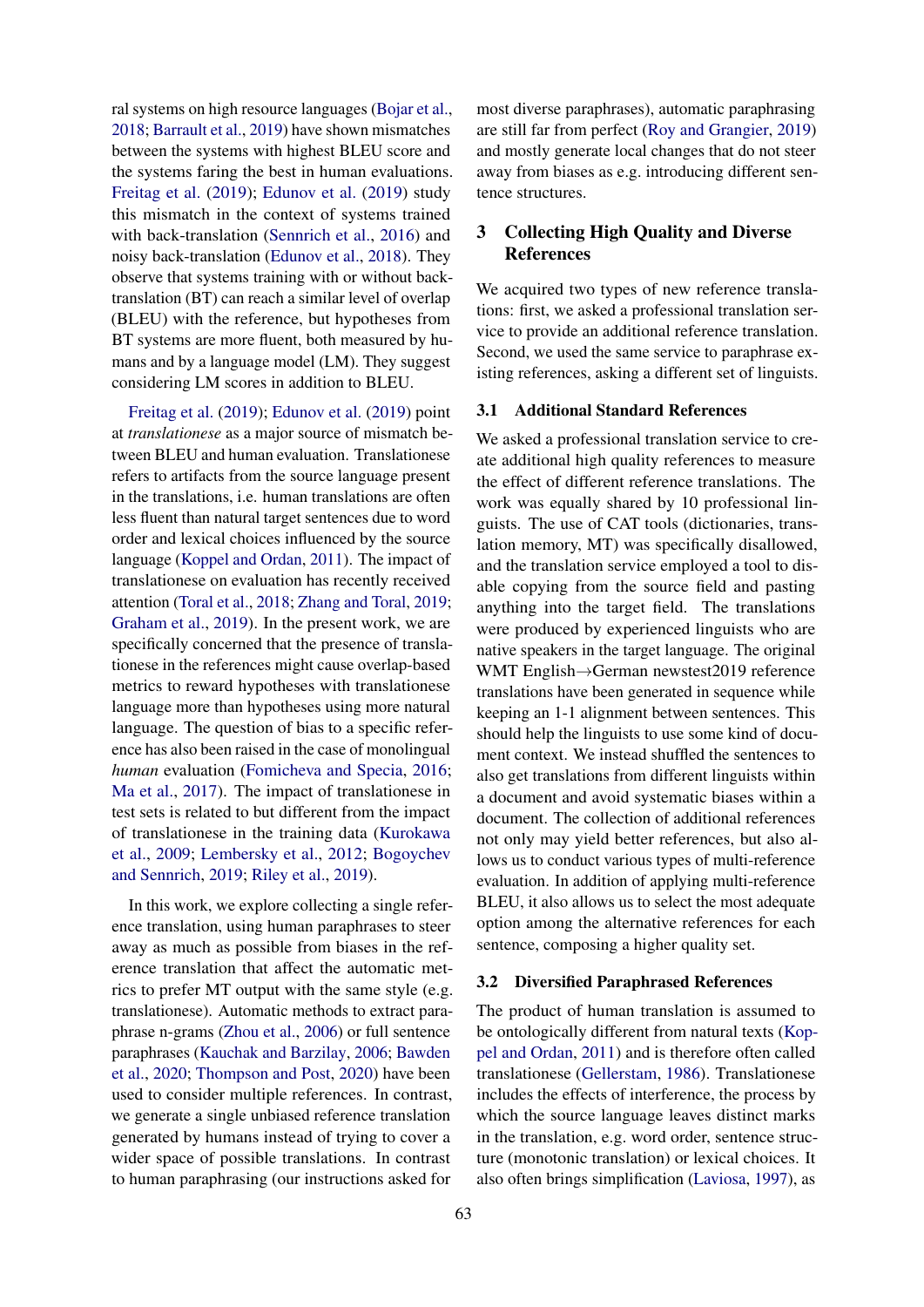ral systems on high resource languages (Bojar et al., 2018; Barrault et al., 2019) have shown mismatches between the systems with highest BLEU score and the systems faring the best in human evaluations. Freitag et al. (2019); Edunov et al. (2019) study this mismatch in the context of systems trained with back-translation (Sennrich et al., 2016) and noisy back-translation (Edunov et al., 2018). They observe that systems training with or without back-translation (BT) can reach a similar level of overlap (BLEU) with the reference, but hypotheses from BT systems are more fluent, both measured by humans and by a language model (LM). They suggest considering LM scores in addition to BLEU.

Freitag et al. (2019); Edunov et al. (2019) point at *translationese* as a major source of mismatch between BLEU and human evaluation. Translationese refers to artifacts from the source language present in the translations, i.e. human translations are often less fluent than natural target sentences due to word order and lexical choices influenced by the source language (Koppel and Ordan, 2011). The impact of translationese on evaluation has recently received attention (Toral et al., 2018; Zhang and Toral, 2019; Graham et al., 2019). In the present work, we are specifically concerned that the presence of translationese in the references might cause overlap-based metrics to reward hypotheses with translationese language more than hypotheses using more natural language. The question of bias to a specific reference has also been raised in the case of monolingual *human* evaluation (Fomicheva and Specia, 2016; Ma et al., 2017). The impact of translationese in test sets is related to but different from the impact of translationese in the training data (Kurokawa et al., 2009; Lembersky et al., 2012; Bogoychev and Sennrich, 2019; Riley et al., 2019).

In this work, we explore collecting a single reference translation, using human paraphrases to steer away as much as possible from biases in the reference translation that affect the automatic metrics to prefer MT output with the same style (e.g. translationese). Automatic methods to extract paraphrase n-grams (Zhou et al., 2006) or full sentence paraphrases (Kauchak and Barzilay, 2006; Bawden et al., 2020; Thompson and Post, 2020) have been used to consider multiple references. In contrast, we generate a single unbiased reference translation generated by humans instead of trying to cover a wider space of possible translations. In contrast to human paraphrasing (our instructions asked for most diverse paraphrases), automatic paraphrasing are still far from perfect (Roy and Grangier, 2019) and mostly generate local changes that do not steer away from biases as e.g. introducing different sentence structures.

## 3 Collecting High Quality and Diverse References

We acquired two types of new reference translations: first, we asked a professional translation service to provide an additional reference translation. Second, we used the same service to paraphrase existing references, asking a different set of linguists.

### 3.1 Additional Standard References

We asked a professional translation service to create additional high quality references to measure the effect of different reference translations. The work was equally shared by 10 professional linguists. The use of CAT tools (dictionaries, translation memory, MT) was specifically disallowed, and the translation service employed a tool to disable copying from the source field and pasting anything into the target field. The translations were produced by experienced linguists who are native speakers in the target language. The original WMT English→German newstest2019 reference translations have been generated in sequence while keeping an 1-1 alignment between sentences. This should help the linguists to use some kind of document context. We instead shuffled the sentences to also get translations from different linguists within a document and avoid systematic biases within a document. The collection of additional references not only may yield better references, but also allows us to conduct various types of multi-reference evaluation. In addition of applying multi-reference BLEU, it also allows us to select the most adequate option among the alternative references for each sentence, composing a higher quality set.

### 3.2 Diversified Paraphrased References

The product of human translation is assumed to be ontologically different from natural texts (Koppel and Ordan, 2011) and is therefore often called translationese (Gellerstam, 1986). Translationese includes the effects of interference, the process by which the source language leaves distinct marks in the translation, e.g. word order, sentence structure (monotonic translation) or lexical choices. It also often brings simplification (Laviosa, 1997), as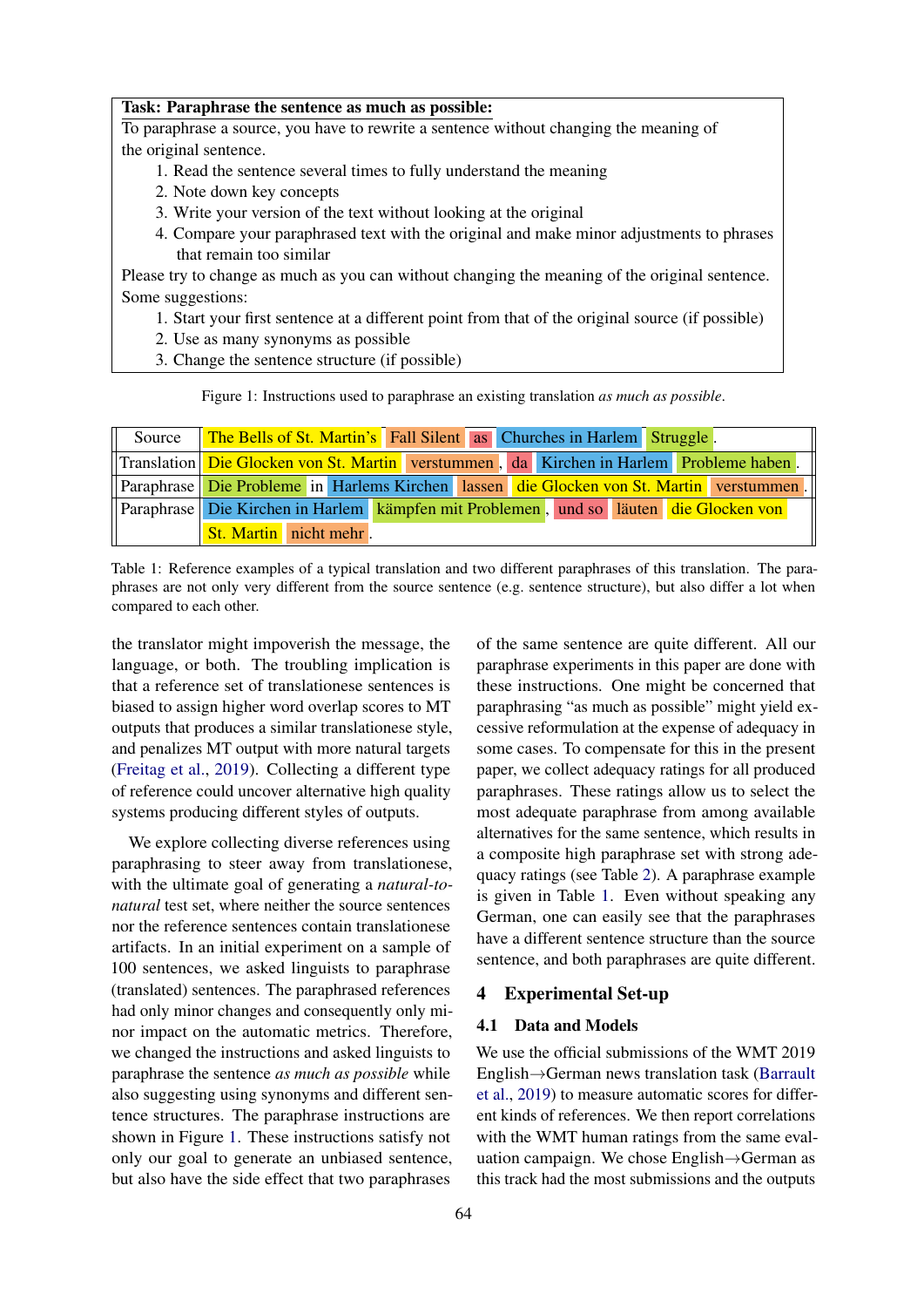**Task: Paraphrase the sentence as much as possible:**

To paraphrase a source, you have to rewrite a sentence without changing the meaning of the original sentence.

1. Read the sentence several times to fully understand the meaning
2. Note down key concepts
3. Write your version of the text without looking at the original
4. Compare your paraphrased text with the original and make minor adjustments to phrases that remain too similar

Please try to change as much as you can without changing the meaning of the original sentence.

Some suggestions:

1. Start your first sentence at a different point from that of the original source (if possible)
2. Use as many synonyms as possible
3. Change the sentence structure (if possible)

Figure 1: Instructions used to paraphrase an existing translation *as much as possible*.

| | |
|---|---|
| Source | The Bells of St. Martin's Fall Silent as Churches in Harlem Struggle. |
| Translation | Die Glocken von St. Martin verstummen, da Kirchen in Harlem Probleme haben. |
| Paraphrase | Die Probleme in Harlems Kirchen lassen die Glocken von St. Martin verstummen. |
| Paraphrase | Die Kirchen in Harlem kämpfen mit Problemen, und so läuten die Glocken von St. Martin nicht mehr. |

Table 1: Reference examples of a typical translation and two different paraphrases of this translation. The paraphrases are not only very different from the source sentence (e.g. sentence structure), but also differ a lot when compared to each other.

the translator might impoverish the message, the language, or both. The troubling implication is that a reference set of translationese sentences is biased to assign higher word overlap scores to MT outputs that produces a similar translationese style, and penalizes MT output with more natural targets (Freitag et al., 2019). Collecting a different type of reference could uncover alternative high quality systems producing different styles of outputs.

We explore collecting diverse references using paraphrasing to steer away from translationese, with the ultimate goal of generating a *natural-to-natural* test set, where neither the source sentences nor the reference sentences contain translationese artifacts. In an initial experiment on a sample of 100 sentences, we asked linguists to paraphrase (translated) sentences. The paraphrased references had only minor changes and consequently only minor impact on the automatic metrics. Therefore, we changed the instructions and asked linguists to paraphrase the sentence *as much as possible* while also suggesting using synonyms and different sentence structures. The paraphrase instructions are shown in Figure 1. These instructions satisfy not only our goal to generate an unbiased sentence, but also have the side effect that two paraphrases of the same sentence are quite different. All our paraphrase experiments in this paper are done with these instructions. One might be concerned that paraphrasing "as much as possible" might yield excessive reformulation at the expense of adequacy in some cases. To compensate for this in the present paper, we collect adequacy ratings for all produced paraphrases. These ratings allow us to select the most adequate paraphrase from among available alternatives for the same sentence, which results in a composite high paraphrase set with strong adequacy ratings (see Table 2). A paraphrase example is given in Table 1. Even without speaking any German, one can easily see that the paraphrases have a different sentence structure than the source sentence, and both paraphrases are quite different.

## 4 Experimental Set-up

### 4.1 Data and Models

We use the official submissions of the WMT 2019 English→German news translation task (Barrault et al., 2019) to measure automatic scores for different kinds of references. We then report correlations with the WMT human ratings from the same evaluation campaign. We chose English→German as this track had the most submissions and the outputs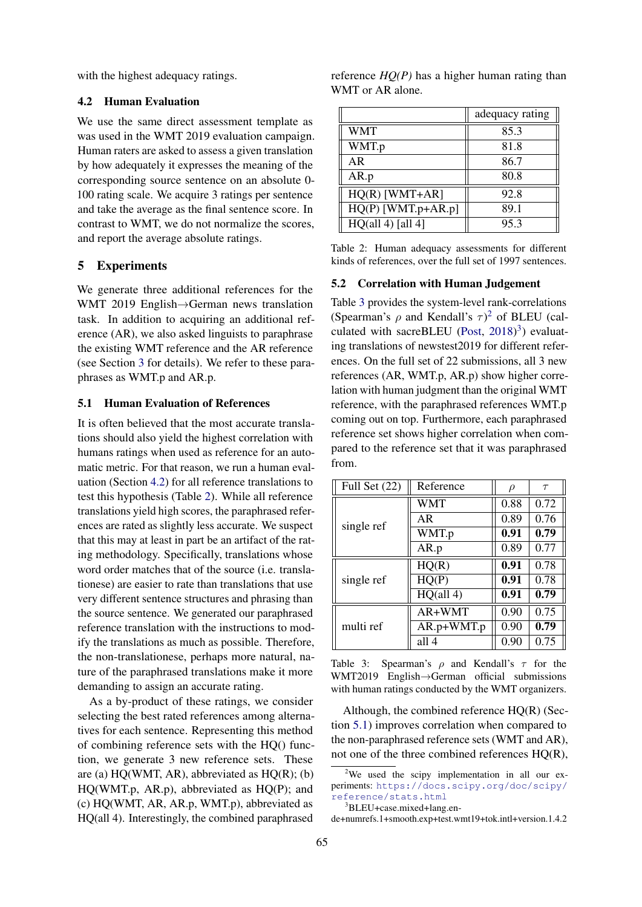with the highest adequacy ratings.

### 4.2 Human Evaluation

We use the same direct assessment template as was used in the WMT 2019 evaluation campaign. Human raters are asked to assess a given translation by how adequately it expresses the meaning of the corresponding source sentence on an absolute 0-100 rating scale. We acquire 3 ratings per sentence and take the average as the final sentence score. In contrast to WMT, we do not normalize the scores, and report the average absolute ratings.

## 5 Experiments

We generate three additional references for the WMT 2019 English→German news translation task. In addition to acquiring an additional reference (AR), we also asked linguists to paraphrase the existing WMT reference and the AR reference (see Section 3 for details). We refer to these paraphrases as WMT.p and AR.p.

### 5.1 Human Evaluation of References

It is often believed that the most accurate translations should also yield the highest correlation with humans ratings when used as reference for an automatic metric. For that reason, we run a human evaluation (Section 4.2) for all reference translations to test this hypothesis (Table 2). While all reference translations yield high scores, the paraphrased references are rated as slightly less accurate. We suspect that this may at least in part be an artifact of the rating methodology. Specifically, translations whose word order matches that of the source (i.e. translationese) are easier to rate than translations that use very different sentence structures and phrasing than the source sentence. We generated our paraphrased reference translation with the instructions to modify the translations as much as possible. Therefore, the non-translationese, perhaps more natural, nature of the paraphrased translations make it more demanding to assign an accurate rating.

As a by-product of these ratings, we consider selecting the best rated references among alternatives for each sentence. Representing this method of combining reference sets with the HQ() function, we generate 3 new reference sets. These are (a) HQ(WMT, AR), abbreviated as HQ(R); (b) HQ(WMT.p, AR.p), abbreviated as HQ(P); and (c) HQ(WMT, AR, AR.p, WMT.p), abbreviated as HQ(all 4). Interestingly, the combined paraphrased reference *HQ(P)* has a higher human rating than WMT or AR alone.

| | adequacy rating |
|---|---|
| WMT | 85.3 |
| WMT.p | 81.8 |
| AR | 86.7 |
| AR.p | 80.8 |
| HQ(R) [WMT+AR] | 92.8 |
| HQ(P) [WMT.p+AR.p] | 89.1 |
| HQ(all 4) [all 4] | 95.3 |

Table 2: Human adequacy assessments for different kinds of references, over the full set of 1997 sentences.

### 5.2 Correlation with Human Judgement

Table 3 provides the system-level rank-correlations (Spearman's $\rho$ and Kendall's $\tau$)[2] of BLEU (calculated with sacreBLEU (Post, 2018)[3]) evaluating translations of newstest2019 for different references. On the full set of 22 submissions, all 3 new references (AR, WMT.p, AR.p) show higher correlation with human judgment than the original WMT reference, with the paraphrased references WMT.p coming out on top. Furthermore, each paraphrased reference set shows higher correlation when compared to the reference set that it was paraphrased from.

| Full Set (22) | Reference | $\rho$ | $\tau$ |
|---|---|---|---|
| single ref | WMT | 0.88 | 0.72 |
| | AR | 0.89 | 0.76 |
| | WMT.p | **0.91** | **0.79** |
| | AR.p | 0.89 | 0.77 |
| single ref | HQ(R) | **0.91** | 0.78 |
| | HQ(P) | **0.91** | 0.78 |
| | HQ(all 4) | **0.91** | **0.79** |
| multi ref | AR+WMT | 0.90 | 0.75 |
| | AR.p+WMT.p | 0.90 | **0.79** |
| | all 4 | 0.90 | 0.75 |

Table 3: Spearman's $\rho$ and Kendall's $\tau$ for the WMT2019 English→German official submissions with human ratings conducted by the WMT organizers.

Although, the combined reference HQ(R) (Section 5.1) improves correlation when compared to the non-paraphrased reference sets (WMT and AR), not one of the three combined references HQ(R),

[2] We used the scipy implementation in all our experiments: https://docs.scipy.org/doc/scipy/reference/stats.html

[3] BLEU+case.mixed+lang.en-de+numrefs.1+smooth.exp+test.wmt19+tok.intl+version.1.4.2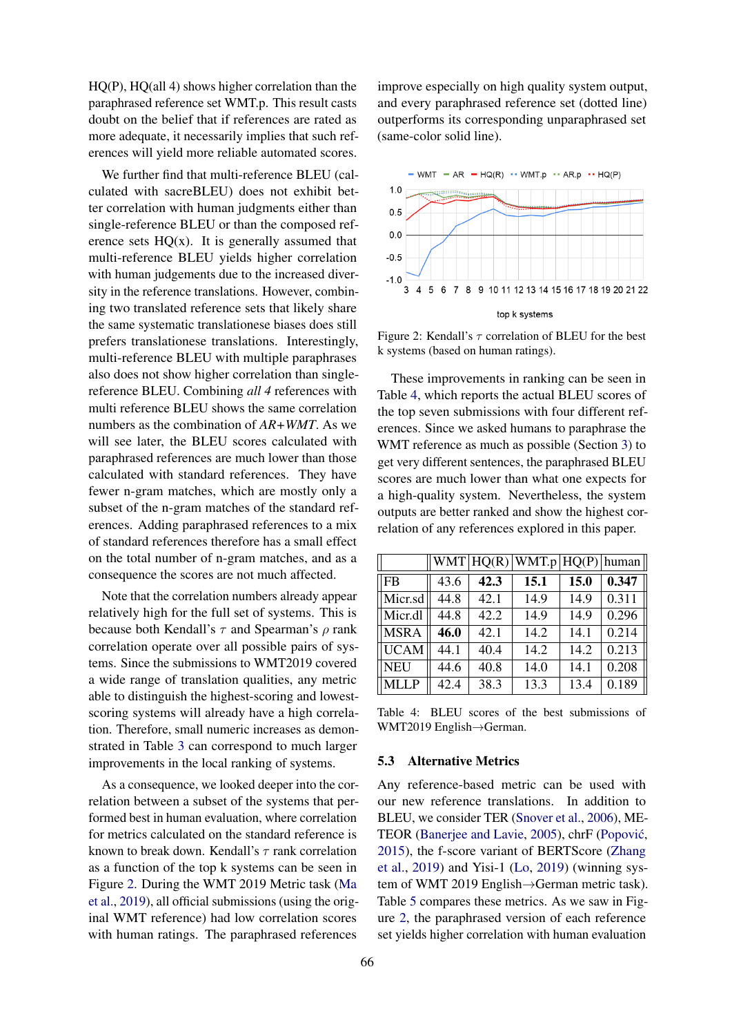HQ(P), HQ(all 4) shows higher correlation than the paraphrased reference set WMT.p. This result casts doubt on the belief that if references are rated as more adequate, it necessarily implies that such references will yield more reliable automated scores.

We further find that multi-reference BLEU (calculated with sacreBLEU) does not exhibit better correlation with human judgments either than single-reference BLEU or than the composed reference sets HQ(x). It is generally assumed that multi-reference BLEU yields higher correlation with human judgements due to the increased diversity in the reference translations. However, combining two translated reference sets that likely share the same systematic translationese biases does still prefers translationese translations. Interestingly, multi-reference BLEU with multiple paraphrases also does not show higher correlation than single-reference BLEU. Combining *all 4* references with multi reference BLEU shows the same correlation numbers as the combination of *AR+WMT*. As we will see later, the BLEU scores calculated with paraphrased references are much lower than those calculated with standard references. They have fewer n-gram matches, which are mostly only a subset of the n-gram matches of the standard references. Adding paraphrased references to a mix of standard references therefore has a small effect on the total number of n-gram matches, and as a consequence the scores are not much affected.

Note that the correlation numbers already appear relatively high for the full set of systems. This is because both Kendall's $\tau$ and Spearman's $\rho$ rank correlation operate over all possible pairs of systems. Since the submissions to WMT2019 covered a wide range of translation qualities, any metric able to distinguish the highest-scoring and lowest-scoring systems will already have a high correlation. Therefore, small numeric increases as demonstrated in Table 3 can correspond to much larger improvements in the local ranking of systems.

As a consequence, we looked deeper into the correlation between a subset of the systems that performed best in human evaluation, where correlation for metrics calculated on the standard reference is known to break down. Kendall's $\tau$ rank correlation as a function of the top k systems can be seen in Figure 2. During the WMT 2019 Metric task (Ma et al., 2019), all official submissions (using the original WMT reference) had low correlation scores with human ratings. The paraphrased references improve especially on high quality system output, and every paraphrased reference set (dotted line) outperforms its corresponding unparaphrased set (same-color solid line).

Figure 2: Kendall's $\tau$ correlation of BLEU for the best k systems (based on human ratings).

These improvements in ranking can be seen in Table 4, which reports the actual BLEU scores of the top seven submissions with four different references. Since we asked humans to paraphrase the WMT reference as much as possible (Section 3) to get very different sentences, the paraphrased BLEU scores are much lower than what one expects for a high-quality system. Nevertheless, the system outputs are better ranked and show the highest correlation of any references explored in this paper.

| | WMT | HQ(R) | WMT.p | HQ(P) | human |
|---|---|---|---|---|---|
| FB | 43.6 | **42.3** | **15.1** | **15.0** | **0.347** |
| Micr.sd | 44.8 | 42.1 | 14.9 | 14.9 | 0.311 |
| Micr.dl | 44.8 | 42.2 | 14.9 | 14.9 | 0.296 |
| MSRA | **46.0** | 42.1 | 14.2 | 14.1 | 0.214 |
| UCAM | 44.1 | 40.4 | 14.2 | 14.2 | 0.213 |
| NEU | 44.6 | 40.8 | 14.0 | 14.1 | 0.208 |
| MLLP | 42.4 | 38.3 | 13.3 | 13.4 | 0.189 |

Table 4: BLEU scores of the best submissions of WMT2019 English→German.

### 5.3 Alternative Metrics

Any reference-based metric can be used with our new reference translations. In addition to BLEU, we consider TER (Snover et al., 2006), METEOR (Banerjee and Lavie, 2005), chrF (Popović, 2015), the f-score variant of BERTScore (Zhang et al., 2019) and Yisi-1 (Lo, 2019) (winning system of WMT 2019 English→German metric task). Table 5 compares these metrics. As we saw in Figure 2, the paraphrased version of each reference set yields higher correlation with human evaluation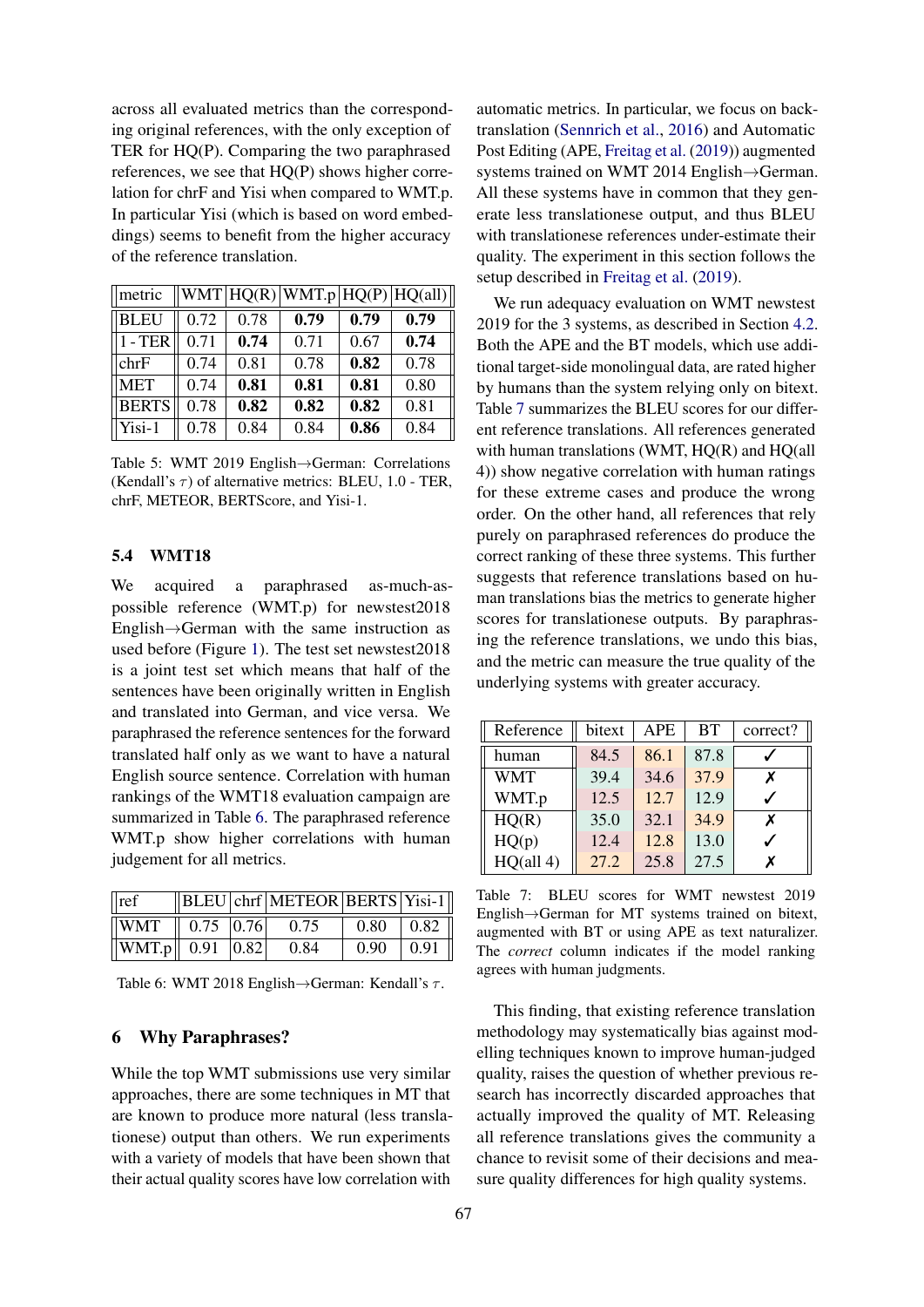across all evaluated metrics than the corresponding original references, with the only exception of TER for HQ(P). Comparing the two paraphrased references, we see that HQ(P) shows higher correlation for chrF and Yisi when compared to WMT.p. In particular Yisi (which is based on word embeddings) seems to benefit from the higher accuracy of the reference translation.

| metric | WMT | HQ(R) | WMT.p | HQ(P) | HQ(all) |
|---|---|---|---|---|---|
| BLEU | 0.72 | 0.78 | **0.79** | **0.79** | **0.79** |
| 1 - TER | 0.71 | **0.74** | 0.71 | 0.67 | **0.74** |
| chrF | 0.74 | 0.81 | 0.78 | **0.82** | 0.78 |
| MET | 0.74 | **0.81** | **0.81** | **0.81** | 0.80 |
| BERTS | 0.78 | **0.82** | **0.82** | **0.82** | 0.81 |
| Yisi-1 | 0.78 | 0.84 | 0.84 | **0.86** | 0.84 |

Table 5: WMT 2019 English→German: Correlations (Kendall's $\tau$) of alternative metrics: BLEU, 1.0 - TER, chrF, METEOR, BERTScore, and Yisi-1.

### 5.4 WMT18

We acquired a paraphrased as-much-as-possible reference (WMT.p) for newstest2018 English→German with the same instruction as used before (Figure 1). The test set newstest2018 is a joint test set which means that half of the sentences have been originally written in English and translated into German, and vice versa. We paraphrased the reference sentences for the forward translated half only as we want to have a natural English source sentence. Correlation with human rankings of the WMT18 evaluation campaign are summarized in Table 6. The paraphrased reference WMT.p show higher correlations with human judgement for all metrics.

| ref | BLEU | chrf | METEOR | BERTS | Yisi-1 |
|---|---|---|---|---|---|
| WMT | 0.75 | 0.76 | 0.75 | 0.80 | 0.82 |
| WMT.p | 0.91 | 0.82 | 0.84 | 0.90 | 0.91 |

Table 6: WMT 2018 English→German: Kendall's $\tau$.

## 6 Why Paraphrases?

While the top WMT submissions use very similar approaches, there are some techniques in MT that are known to produce more natural (less translationese) output than others. We run experiments with a variety of models that have been shown that their actual quality scores have low correlation with automatic metrics. In particular, we focus on back-translation (Sennrich et al., 2016) and Automatic Post Editing (APE, Freitag et al. (2019)) augmented systems trained on WMT 2014 English→German. All these systems have in common that they generate less translationese output, and thus BLEU with translationese references under-estimate their quality. The experiment in this section follows the setup described in Freitag et al. (2019).

We run adequacy evaluation on WMT newstest 2019 for the 3 systems, as described in Section 4.2. Both the APE and the BT models, which use additional target-side monolingual data, are rated higher by humans than the system relying only on bitext. Table 7 summarizes the BLEU scores for our different reference translations. All references generated with human translations (WMT, HQ(R) and HQ(all 4)) show negative correlation with human ratings for these extreme cases and produce the wrong order. On the other hand, all references that rely purely on paraphrased references do produce the correct ranking of these three systems. This further suggests that reference translations based on human translations bias the metrics to generate higher scores for translationese outputs. By paraphrasing the reference translations, we undo this bias, and the metric can measure the true quality of the underlying systems with greater accuracy.

| Reference | bitext | APE | BT | correct? |
|---|---|---|---|---|
| human | 84.5 | 86.1 | 87.8 | ✓ |
| WMT | 39.4 | 34.6 | 37.9 | ✗ |
| WMT.p | 12.5 | 12.7 | 12.9 | ✓ |
| HQ(R) | 35.0 | 32.1 | 34.9 | ✗ |
| HQ(p) | 12.4 | 12.8 | 13.0 | ✓ |
| HQ(all 4) | 27.2 | 25.8 | 27.5 | ✗ |

Table 7: BLEU scores for WMT newstest 2019 English→German for MT systems trained on bitext, augmented with BT or using APE as text naturalizer. The *correct* column indicates if the model ranking agrees with human judgments.

This finding, that existing reference translation methodology may systematically bias against modelling techniques known to improve human-judged quality, raises the question of whether previous research has incorrectly discarded approaches that actually improved the quality of MT. Releasing all reference translations gives the community a chance to revisit some of their decisions and measure quality differences for high quality systems.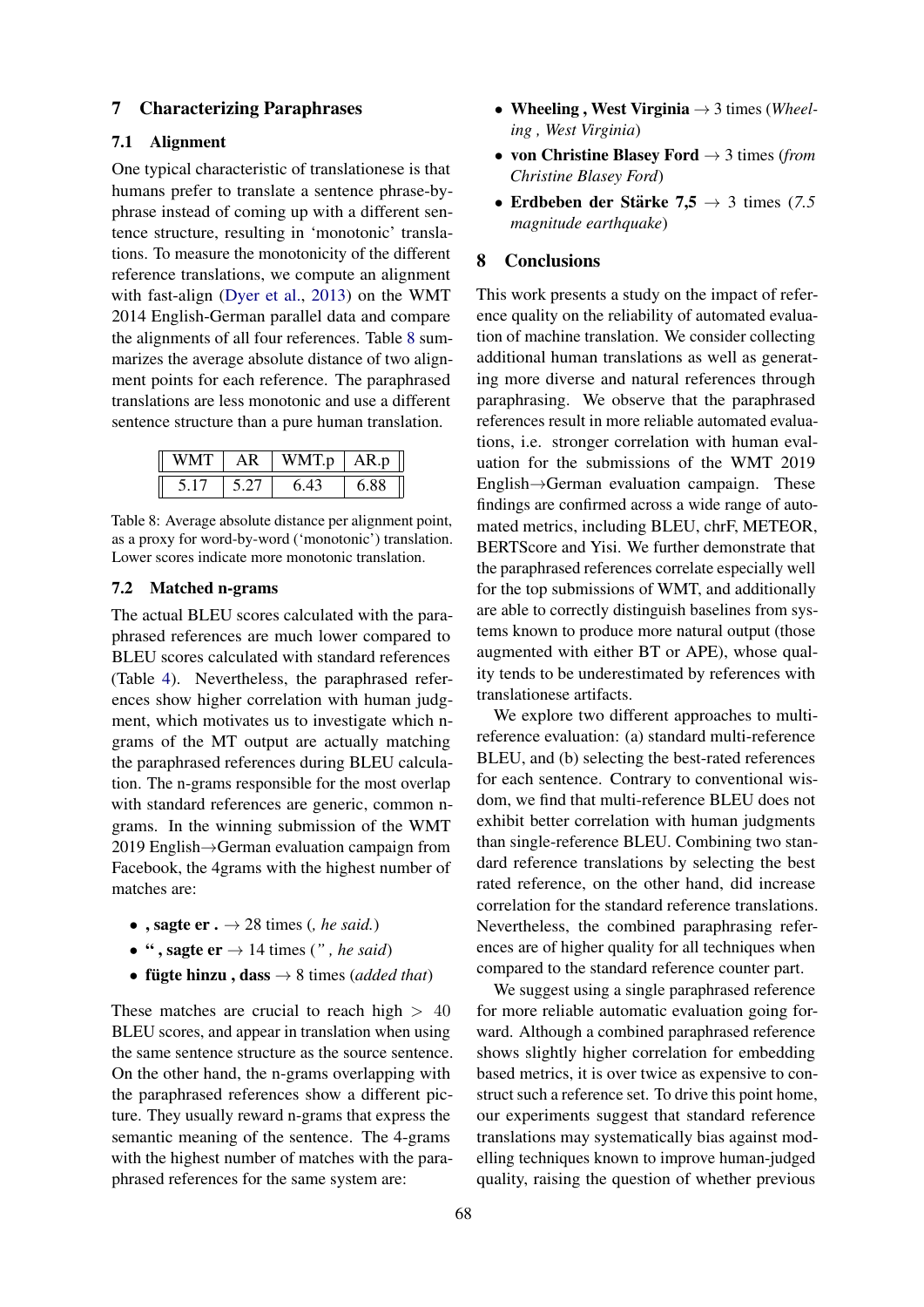## 7 Characterizing Paraphrases

### 7.1 Alignment

One typical characteristic of translationese is that humans prefer to translate a sentence phrase-by-phrase instead of coming up with a different sentence structure, resulting in 'monotonic' translations. To measure the monotonicity of the different reference translations, we compute an alignment with fast-align (Dyer et al., 2013) on the WMT 2014 English-German parallel data and compare the alignments of all four references. Table 8 summarizes the average absolute distance of two alignment points for each reference. The paraphrased translations are less monotonic and use a different sentence structure than a pure human translation.

| WMT | AR | WMT.p | AR.p |
|---|---|---|---|
| 5.17 | 5.27 | 6.43 | 6.88 |

Table 8: Average absolute distance per alignment point, as a proxy for word-by-word ('monotonic') translation. Lower scores indicate more monotonic translation.

### 7.2 Matched n-grams

The actual BLEU scores calculated with the paraphrased references are much lower compared to BLEU scores calculated with standard references (Table 4). Nevertheless, the paraphrased references show higher correlation with human judgment, which motivates us to investigate which n-grams of the MT output are actually matching the paraphrased references during BLEU calculation. The n-grams responsible for the most overlap with standard references are generic, common n-grams. In the winning submission of the WMT 2019 English→German evaluation campaign from Facebook, the 4grams with the highest number of matches are:

- **, sagte er .** → 28 times (*, he said.*)
- **" , sagte er** → 14 times (*" , he said*)
- **fügte hinzu , dass** → 8 times (*added that*)

These matches are crucial to reach high $> 40$ BLEU scores, and appear in translation when using the same sentence structure as the source sentence. On the other hand, the n-grams overlapping with the paraphrased references show a different picture. They usually reward n-grams that express the semantic meaning of the sentence. The 4-grams with the highest number of matches with the paraphrased references for the same system are:

- **Wheeling , West Virginia** → 3 times (*Wheeling , West Virginia*)
- **von Christine Blasey Ford** → 3 times (*from Christine Blasey Ford*)
- **Erdbeben der Stärke 7,5** → 3 times (*7.5 magnitude earthquake*)

## 8 Conclusions

This work presents a study on the impact of reference quality on the reliability of automated evaluation of machine translation. We consider collecting additional human translations as well as generating more diverse and natural references through paraphrasing. We observe that the paraphrased references result in more reliable automated evaluations, i.e. stronger correlation with human evaluation for the submissions of the WMT 2019 English→German evaluation campaign. These findings are confirmed across a wide range of automated metrics, including BLEU, chrF, METEOR, BERTScore and Yisi. We further demonstrate that the paraphrased references correlate especially well for the top submissions of WMT, and additionally are able to correctly distinguish baselines from systems known to produce more natural output (those augmented with either BT or APE), whose quality tends to be underestimated by references with translationese artifacts.

We explore two different approaches to multi-reference evaluation: (a) standard multi-reference BLEU, and (b) selecting the best-rated references for each sentence. Contrary to conventional wisdom, we find that multi-reference BLEU does not exhibit better correlation with human judgments than single-reference BLEU. Combining two standard reference translations by selecting the best rated reference, on the other hand, did increase correlation for the standard reference translations. Nevertheless, the combined paraphrasing references are of higher quality for all techniques when compared to the standard reference counter part.

We suggest using a single paraphrased reference for more reliable automatic evaluation going forward. Although a combined paraphrased reference shows slightly higher correlation for embedding based metrics, it is over twice as expensive to construct such a reference set. To drive this point home, our experiments suggest that standard reference translations may systematically bias against modelling techniques known to improve human-judged quality, raising the question of whether previous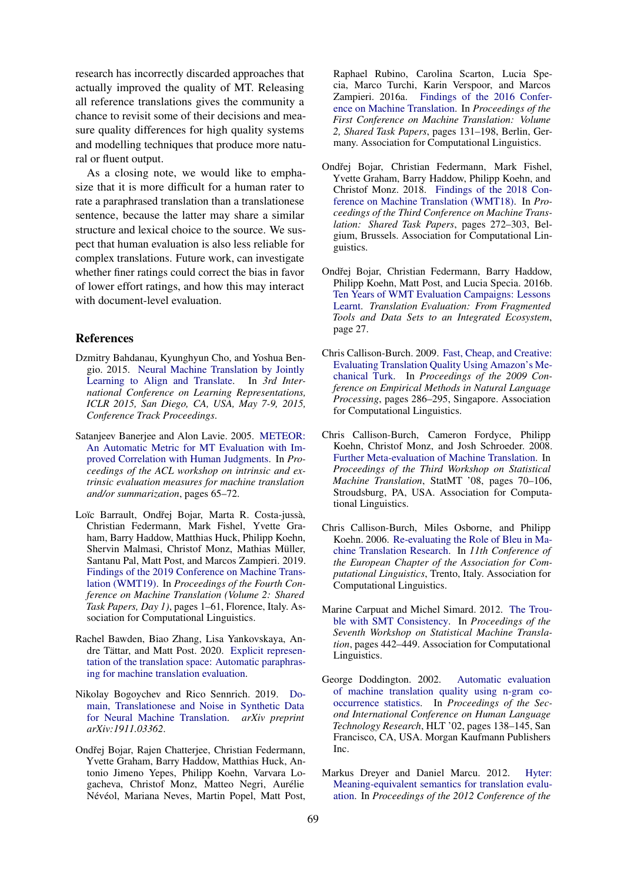research has incorrectly discarded approaches that actually improved the quality of MT. Releasing all reference translations gives the community a chance to revisit some of their decisions and measure quality differences for high quality systems and modelling techniques that produce more natural or fluent output.

As a closing note, we would like to emphasize that it is more difficult for a human rater to rate a paraphrased translation than a translationese sentence, because the latter may share a similar structure and lexical choice to the source. We suspect that human evaluation is also less reliable for complex translations. Future work, can investigate whether finer ratings could correct the bias in favor of lower effort ratings, and how this may interact with document-level evaluation.

## References

Dzmitry Bahdanau, Kyunghyun Cho, and Yoshua Bengio. 2015. Neural Machine Translation by Jointly Learning to Align and Translate. In *3rd International Conference on Learning Representations, ICLR 2015, San Diego, CA, USA, May 7-9, 2015, Conference Track Proceedings*.

Satanjeev Banerjee and Alon Lavie. 2005. METEOR: An Automatic Metric for MT Evaluation with Improved Correlation with Human Judgments. In *Proceedings of the ACL workshop on intrinsic and extrinsic evaluation measures for machine translation and/or summarization*, pages 65–72.

Loïc Barrault, Ondřej Bojar, Marta R. Costa-jussà, Christian Federmann, Mark Fishel, Yvette Graham, Barry Haddow, Matthias Huck, Philipp Koehn, Shervin Malmasi, Christof Monz, Mathias Müller, Santanu Pal, Matt Post, and Marcos Zampieri. 2019. Findings of the 2019 Conference on Machine Translation (WMT19). In *Proceedings of the Fourth Conference on Machine Translation (Volume 2: Shared Task Papers, Day 1)*, pages 1–61, Florence, Italy. Association for Computational Linguistics.

Rachel Bawden, Biao Zhang, Lisa Yankovskaya, Andre Tättar, and Matt Post. 2020. Explicit representation of the translation space: Automatic paraphrasing for machine translation evaluation.

Nikolay Bogoychev and Rico Sennrich. 2019. Domain, Translationese and Noise in Synthetic Data for Neural Machine Translation. *arXiv preprint arXiv:1911.03362*.

Ondřej Bojar, Rajen Chatterjee, Christian Federmann, Yvette Graham, Barry Haddow, Matthias Huck, Antonio Jimeno Yepes, Philipp Koehn, Varvara Logacheva, Christof Monz, Matteo Negri, Aurélie Névéol, Mariana Neves, Martin Popel, Matt Post, Raphael Rubino, Carolina Scarton, Lucia Specia, Marco Turchi, Karin Verspoor, and Marcos Zampieri. 2016a. Findings of the 2016 Conference on Machine Translation. In *Proceedings of the First Conference on Machine Translation: Volume 2, Shared Task Papers*, pages 131–198, Berlin, Germany. Association for Computational Linguistics.

Ondřej Bojar, Christian Federmann, Mark Fishel, Yvette Graham, Barry Haddow, Philipp Koehn, and Christof Monz. 2018. Findings of the 2018 Conference on Machine Translation (WMT18). In *Proceedings of the Third Conference on Machine Translation: Shared Task Papers*, pages 272–303, Belgium, Brussels. Association for Computational Linguistics.

Ondřej Bojar, Christian Federmann, Barry Haddow, Philipp Koehn, Matt Post, and Lucia Specia. 2016b. Ten Years of WMT Evaluation Campaigns: Lessons Learnt. *Translation Evaluation: From Fragmented Tools and Data Sets to an Integrated Ecosystem*, page 27.

Chris Callison-Burch. 2009. Fast, Cheap, and Creative: Evaluating Translation Quality Using Amazon's Mechanical Turk. In *Proceedings of the 2009 Conference on Empirical Methods in Natural Language Processing*, pages 286–295, Singapore. Association for Computational Linguistics.

Chris Callison-Burch, Cameron Fordyce, Philipp Koehn, Christof Monz, and Josh Schroeder. 2008. Further Meta-evaluation of Machine Translation. In *Proceedings of the Third Workshop on Statistical Machine Translation*, StatMT '08, pages 70–106, Stroudsburg, PA, USA. Association for Computational Linguistics.

Chris Callison-Burch, Miles Osborne, and Philipp Koehn. 2006. Re-evaluating the Role of Bleu in Machine Translation Research. In *11th Conference of the European Chapter of the Association for Computational Linguistics*, Trento, Italy. Association for Computational Linguistics.

Marine Carpuat and Michel Simard. 2012. The Trouble with SMT Consistency. In *Proceedings of the Seventh Workshop on Statistical Machine Translation*, pages 442–449. Association for Computational Linguistics.

George Doddington. 2002. Automatic evaluation of machine translation quality using n-gram co-occurrence statistics. In *Proceedings of the Second International Conference on Human Language Technology Research*, HLT '02, pages 138–145, San Francisco, CA, USA. Morgan Kaufmann Publishers Inc.

Markus Dreyer and Daniel Marcu. 2012. Hyter: Meaning-equivalent semantics for translation evaluation. In *Proceedings of the 2012 Conference of the*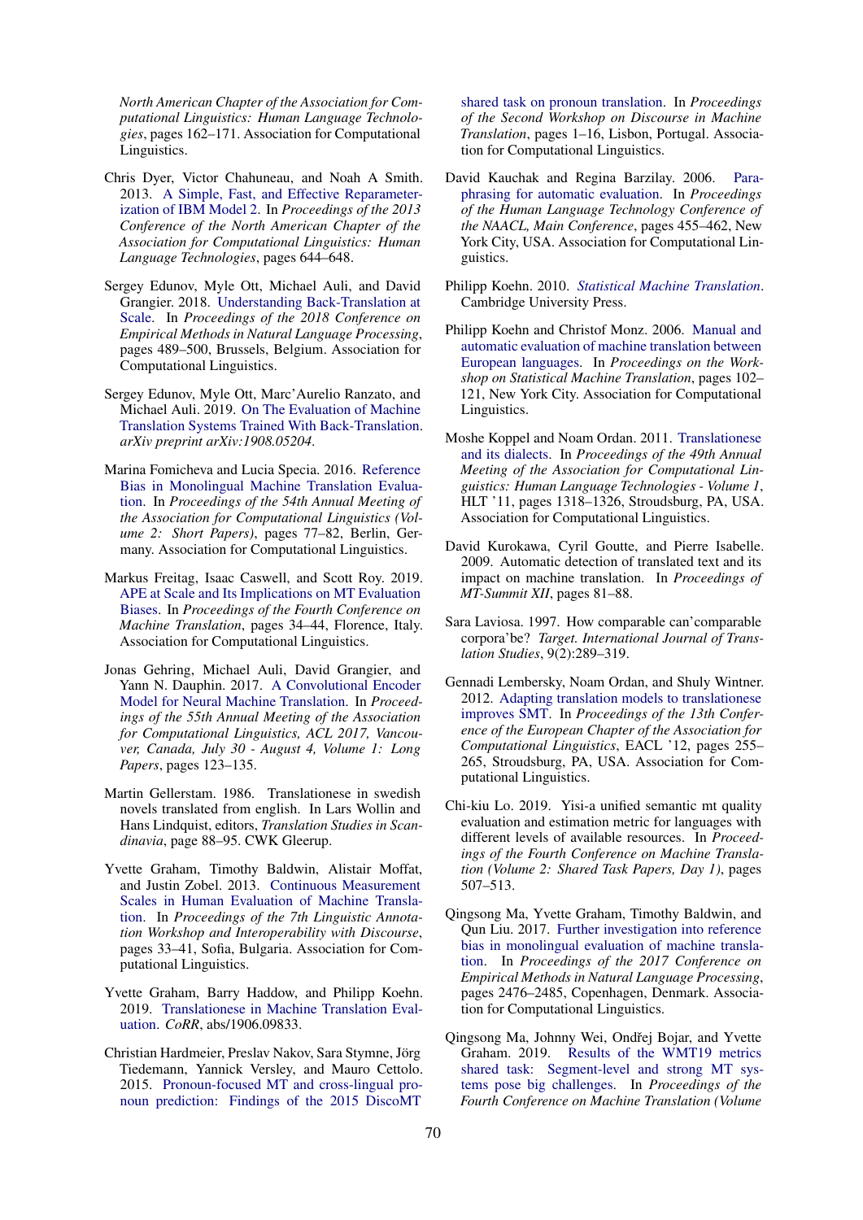North American Chapter of the Association for Computational Linguistics: Human Language Technologies*, pages 162–171. Association for Computational Linguistics.

Chris Dyer, Victor Chahuneau, and Noah A Smith. 2013. A Simple, Fast, and Effective Reparameterization of IBM Model 2. In *Proceedings of the 2013 Conference of the North American Chapter of the Association for Computational Linguistics: Human Language Technologies*, pages 644–648.

Sergey Edunov, Myle Ott, Michael Auli, and David Grangier. 2018. Understanding Back-Translation at Scale. In *Proceedings of the 2018 Conference on Empirical Methods in Natural Language Processing*, pages 489–500, Brussels, Belgium. Association for Computational Linguistics.

Sergey Edunov, Myle Ott, Marc'Aurelio Ranzato, and Michael Auli. 2019. On The Evaluation of Machine Translation Systems Trained With Back-Translation. *arXiv preprint arXiv:1908.05204*.

Marina Fomicheva and Lucia Specia. 2016. Reference Bias in Monolingual Machine Translation Evaluation. In *Proceedings of the 54th Annual Meeting of the Association for Computational Linguistics (Volume 2: Short Papers)*, pages 77–82, Berlin, Germany. Association for Computational Linguistics.

Markus Freitag, Isaac Caswell, and Scott Roy. 2019. APE at Scale and Its Implications on MT Evaluation Biases. In *Proceedings of the Fourth Conference on Machine Translation*, pages 34–44, Florence, Italy. Association for Computational Linguistics.

Jonas Gehring, Michael Auli, David Grangier, and Yann N. Dauphin. 2017. A Convolutional Encoder Model for Neural Machine Translation. In *Proceedings of the 55th Annual Meeting of the Association for Computational Linguistics, ACL 2017, Vancouver, Canada, July 30 - August 4, Volume 1: Long Papers*, pages 123–135.

Martin Gellerstam. 1986. Translationese in swedish novels translated from english. In Lars Wollin and Hans Lindquist, editors, *Translation Studies in Scandinavia*, page 88–95. CWK Gleerup.

Yvette Graham, Timothy Baldwin, Alistair Moffat, and Justin Zobel. 2013. Continuous Measurement Scales in Human Evaluation of Machine Translation. In *Proceedings of the 7th Linguistic Annotation Workshop and Interoperability with Discourse*, pages 33–41, Sofia, Bulgaria. Association for Computational Linguistics.

Yvette Graham, Barry Haddow, and Philipp Koehn. 2019. Translationese in Machine Translation Evaluation. *CoRR*, abs/1906.09833.

Christian Hardmeier, Preslav Nakov, Sara Stymne, Jörg Tiedemann, Yannick Versley, and Mauro Cettolo. 2015. Pronoun-focused MT and cross-lingual pronoun prediction: Findings of the 2015 DiscoMT shared task on pronoun translation. In *Proceedings of the Second Workshop on Discourse in Machine Translation*, pages 1–16, Lisbon, Portugal. Association for Computational Linguistics.

David Kauchak and Regina Barzilay. 2006. Paraphrasing for automatic evaluation. In *Proceedings of the Human Language Technology Conference of the NAACL, Main Conference*, pages 455–462, New York City, USA. Association for Computational Linguistics.

Philipp Koehn. 2010. *Statistical Machine Translation*. Cambridge University Press.

Philipp Koehn and Christof Monz. 2006. Manual and automatic evaluation of machine translation between European languages. In *Proceedings on the Workshop on Statistical Machine Translation*, pages 102–121, New York City. Association for Computational Linguistics.

Moshe Koppel and Noam Ordan. 2011. Translationese and its dialects. In *Proceedings of the 49th Annual Meeting of the Association for Computational Linguistics: Human Language Technologies - Volume 1*, HLT '11, pages 1318–1326, Stroudsburg, PA, USA. Association for Computational Linguistics.

David Kurokawa, Cyril Goutte, and Pierre Isabelle. 2009. Automatic detection of translated text and its impact on machine translation. In *Proceedings of MT-Summit XII*, pages 81–88.

Sara Laviosa. 1997. How comparable can'comparable corpora'be? *Target. International Journal of Translation Studies*, 9(2):289–319.

Gennadi Lembersky, Noam Ordan, and Shuly Wintner. 2012. Adapting translation models to translationese improves SMT. In *Proceedings of the 13th Conference of the European Chapter of the Association for Computational Linguistics*, EACL '12, pages 255–265, Stroudsburg, PA, USA. Association for Computational Linguistics.

Chi-kiu Lo. 2019. Yisi-a unified semantic mt quality evaluation and estimation metric for languages with different levels of available resources. In *Proceedings of the Fourth Conference on Machine Translation (Volume 2: Shared Task Papers, Day 1)*, pages 507–513.

Qingsong Ma, Yvette Graham, Timothy Baldwin, and Qun Liu. 2017. Further investigation into reference bias in monolingual evaluation of machine translation. In *Proceedings of the 2017 Conference on Empirical Methods in Natural Language Processing*, pages 2476–2485, Copenhagen, Denmark. Association for Computational Linguistics.

Qingsong Ma, Johnny Wei, Ondřej Bojar, and Yvette Graham. 2019. Results of the WMT19 metrics shared task: Segment-level and strong MT systems pose big challenges. In *Proceedings of the Fourth Conference on Machine Translation (Volume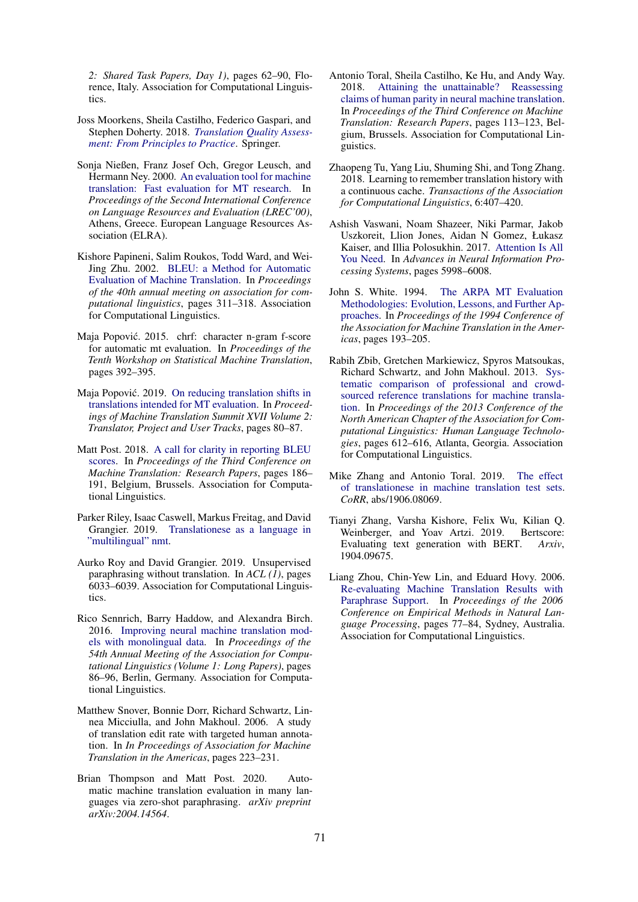2: Shared Task Papers, Day 1)*, pages 62–90, Florence, Italy. Association for Computational Linguistics.

Joss Moorkens, Sheila Castilho, Federico Gaspari, and Stephen Doherty. 2018. *Translation Quality Assessment: From Principles to Practice*. Springer.

Sonja Nießen, Franz Josef Och, Gregor Leusch, and Hermann Ney. 2000. An evaluation tool for machine translation: Fast evaluation for MT research. In *Proceedings of the Second International Conference on Language Resources and Evaluation (LREC'00)*, Athens, Greece. European Language Resources Association (ELRA).

Kishore Papineni, Salim Roukos, Todd Ward, and Wei-Jing Zhu. 2002. BLEU: a Method for Automatic Evaluation of Machine Translation. In *Proceedings of the 40th annual meeting on association for computational linguistics*, pages 311–318. Association for Computational Linguistics.

Maja Popović. 2015. chrf: character n-gram f-score for automatic mt evaluation. In *Proceedings of the Tenth Workshop on Statistical Machine Translation*, pages 392–395.

Maja Popović. 2019. On reducing translation shifts in translations intended for MT evaluation. In *Proceedings of Machine Translation Summit XVII Volume 2: Translator, Project and User Tracks*, pages 80–87.

Matt Post. 2018. A call for clarity in reporting BLEU scores. In *Proceedings of the Third Conference on Machine Translation: Research Papers*, pages 186–191, Belgium, Brussels. Association for Computational Linguistics.

Parker Riley, Isaac Caswell, Markus Freitag, and David Grangier. 2019. Translationese as a language in "multilingual" nmt.

Aurko Roy and David Grangier. 2019. Unsupervised paraphrasing without translation. In *ACL (1)*, pages 6033–6039. Association for Computational Linguistics.

Rico Sennrich, Barry Haddow, and Alexandra Birch. 2016. Improving neural machine translation models with monolingual data. In *Proceedings of the 54th Annual Meeting of the Association for Computational Linguistics (Volume 1: Long Papers)*, pages 86–96, Berlin, Germany. Association for Computational Linguistics.

Matthew Snover, Bonnie Dorr, Richard Schwartz, Linnea Micciulla, and John Makhoul. 2006. A study of translation edit rate with targeted human annotation. In *In Proceedings of Association for Machine Translation in the Americas*, pages 223–231.

Brian Thompson and Matt Post. 2020. Automatic machine translation evaluation in many languages via zero-shot paraphrasing. *arXiv preprint arXiv:2004.14564*.

Antonio Toral, Sheila Castilho, Ke Hu, and Andy Way. 2018. Attaining the unattainable? Reassessing claims of human parity in neural machine translation. In *Proceedings of the Third Conference on Machine Translation: Research Papers*, pages 113–123, Belgium, Brussels. Association for Computational Linguistics.

Zhaopeng Tu, Yang Liu, Shuming Shi, and Tong Zhang. 2018. Learning to remember translation history with a continuous cache. *Transactions of the Association for Computational Linguistics*, 6:407–420.

Ashish Vaswani, Noam Shazeer, Niki Parmar, Jakob Uszkoreit, Llion Jones, Aidan N Gomez, Łukasz Kaiser, and Illia Polosukhin. 2017. Attention Is All You Need. In *Advances in Neural Information Processing Systems*, pages 5998–6008.

John S. White. 1994. The ARPA MT Evaluation Methodologies: Evolution, Lessons, and Further Approaches. In *Proceedings of the 1994 Conference of the Association for Machine Translation in the Americas*, pages 193–205.

Rabih Zbib, Gretchen Markiewicz, Spyros Matsoukas, Richard Schwartz, and John Makhoul. 2013. Systematic comparison of professional and crowd-sourced reference translations for machine translation. In *Proceedings of the 2013 Conference of the North American Chapter of the Association for Computational Linguistics: Human Language Technologies*, pages 612–616, Atlanta, Georgia. Association for Computational Linguistics.

Mike Zhang and Antonio Toral. 2019. The effect of translationese in machine translation test sets. *CoRR*, abs/1906.08069.

Tianyi Zhang, Varsha Kishore, Felix Wu, Kilian Q. Weinberger, and Yoav Artzi. 2019. Bertscore: Evaluating text generation with BERT. *Arxiv*, 1904.09675.

Liang Zhou, Chin-Yew Lin, and Eduard Hovy. 2006. Re-evaluating Machine Translation Results with Paraphrase Support. In *Proceedings of the 2006 Conference on Empirical Methods in Natural Language Processing*, pages 77–84, Sydney, Australia. Association for Computational Linguistics.